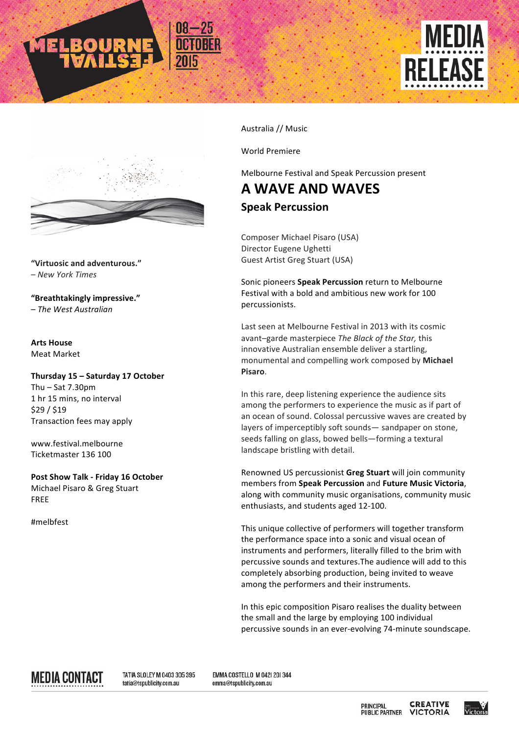MELBOURNE FESTIVAL 08–25 OCTOBER 2015

# MEDIA RELEASE

**"Virtuosic and adventurous."**
*– New York Times*

**"Breathtakingly impressive."**
*– The West Australian*

**Arts House**
Meat Market

**Thursday 15 – Saturday 17 October**
Thu – Sat 7.30pm
1 hr 15 mins, no interval
$29 / $19
Transaction fees may apply

www.festival.melbourne
Ticketmaster 136 100

**Post Show Talk - Friday 16 October**
Michael Pisaro & Greg Stuart
FREE

#melbfest

Australia // Music

World Premiere

Melbourne Festival and Speak Percussion present

## A WAVE AND WAVES

### Speak Percussion

Composer Michael Pisaro (USA)
Director Eugene Ughetti
Guest Artist Greg Stuart (USA)

Sonic pioneers **Speak Percussion** return to Melbourne Festival with a bold and ambitious new work for 100 percussionists.

Last seen at Melbourne Festival in 2013 with its cosmic avant–garde masterpiece *The Black of the Star,* this innovative Australian ensemble deliver a startling, monumental and compelling work composed by **Michael Pisaro**.

In this rare, deep listening experience the audience sits among the performers to experience the music as if part of an ocean of sound. Colossal percussive waves are created by layers of imperceptibly soft sounds— sandpaper on stone, seeds falling on glass, bowed bells—forming a textural landscape bristling with detail.

Renowned US percussionist **Greg Stuart** will join community members from **Speak Percussion** and **Future Music Victoria**, along with community music organisations, community music enthusiasts, and students aged 12-100.

This unique collective of performers will together transform the performance space into a sonic and visual ocean of instruments and performers, literally filled to the brim with percussive sounds and textures.The audience will add to this completely absorbing production, being invited to weave among the performers and their instruments.

In this epic composition Pisaro realises the duality between the small and the large by employing 100 individual percussive sounds in an ever-evolving 74-minute soundscape.

**MEDIA CONTACT**
TATIA SLOLEY M 0403 305 395 tatia@tspublicity.com.au
EMMA COSTELLO M 0421 201 344 emma@tspublicity.com.au

PRINCIPAL PUBLIC PARTNER CREATIVE VICTORIA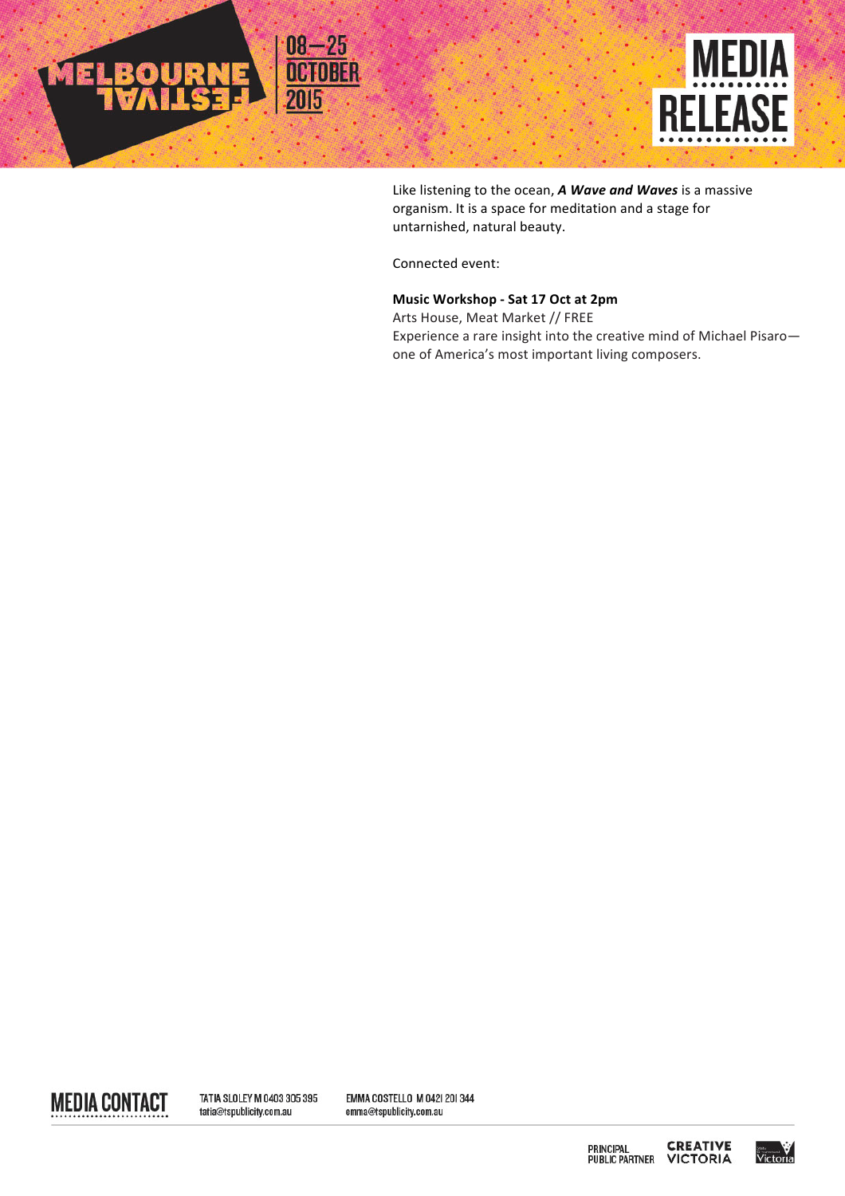Like listening to the ocean, ***A Wave and Waves*** is a massive organism. It is a space for meditation and a stage for untarnished, natural beauty.

Connected event:

**Music Workshop - Sat 17 Oct at 2pm**
Arts House, Meat Market // FREE
Experience a rare insight into the creative mind of Michael Pisaro—one of America's most important living composers.

MEDIA CONTACT

TATIA SLOLEY M 0403 305 395
tatia@tspublicity.com.au

EMMA COSTELLO M 0421 201 344
emma@tspublicity.com.au

PRINCIPAL PUBLIC PARTNER CREATIVE VICTORIA